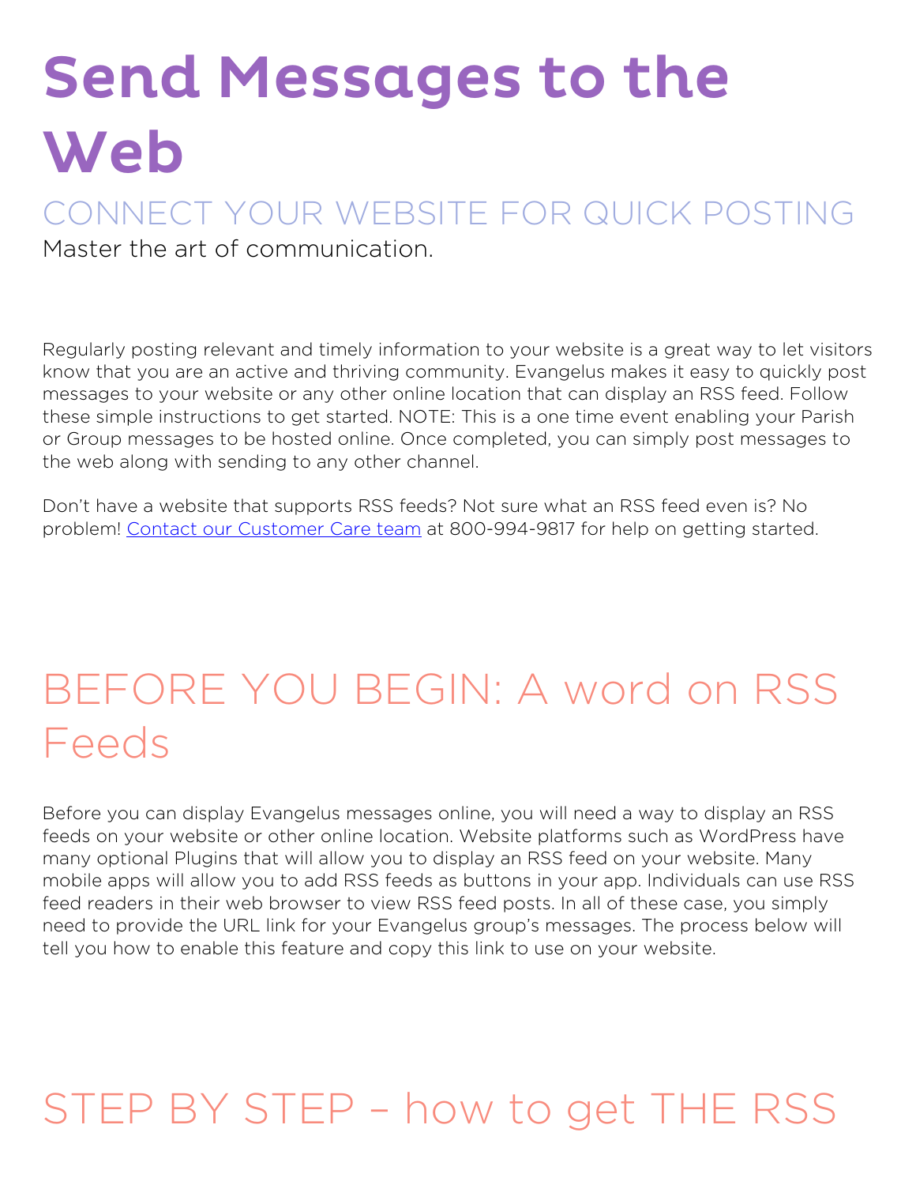# Send Messages to the Web

## CONNECT YOUR WEBSITE FOR QUICK POSTING

Master the art of communication.

Regularly posting relevant and timely information to your website is a great way to let visitors know that you are an active and thriving community. Evangelus makes it easy to quickly post messages to your website or any other online location that can display an RSS feed. Follow these simple instructions to get started. NOTE: This is a one time event enabling your Parish or Group messages to be hosted online. Once completed, you can simply post messages to the web along with sending to any other channel.

Don't have a website that supports RSS feeds? Not sure what an RSS feed even is? No problem! Contact our Customer Care team at 800-994-9817 for help on getting started.

## BEFORE YOU BEGIN: A word on RSS Feeds

Before you can display Evangelus messages online, you will need a way to display an RSS feeds on your website or other online location. Website platforms such as WordPress have many optional Plugins that will allow you to display an RSS feed on your website. Many mobile apps will allow you to add RSS feeds as buttons in your app. Individuals can use RSS feed readers in their web browser to view RSS feed posts. In all of these case, you simply need to provide the URL link for your Evangelus group's messages. The process below will tell you how to enable this feature and copy this link to use on your website.

## STEP BY STEP – how to get THE RSS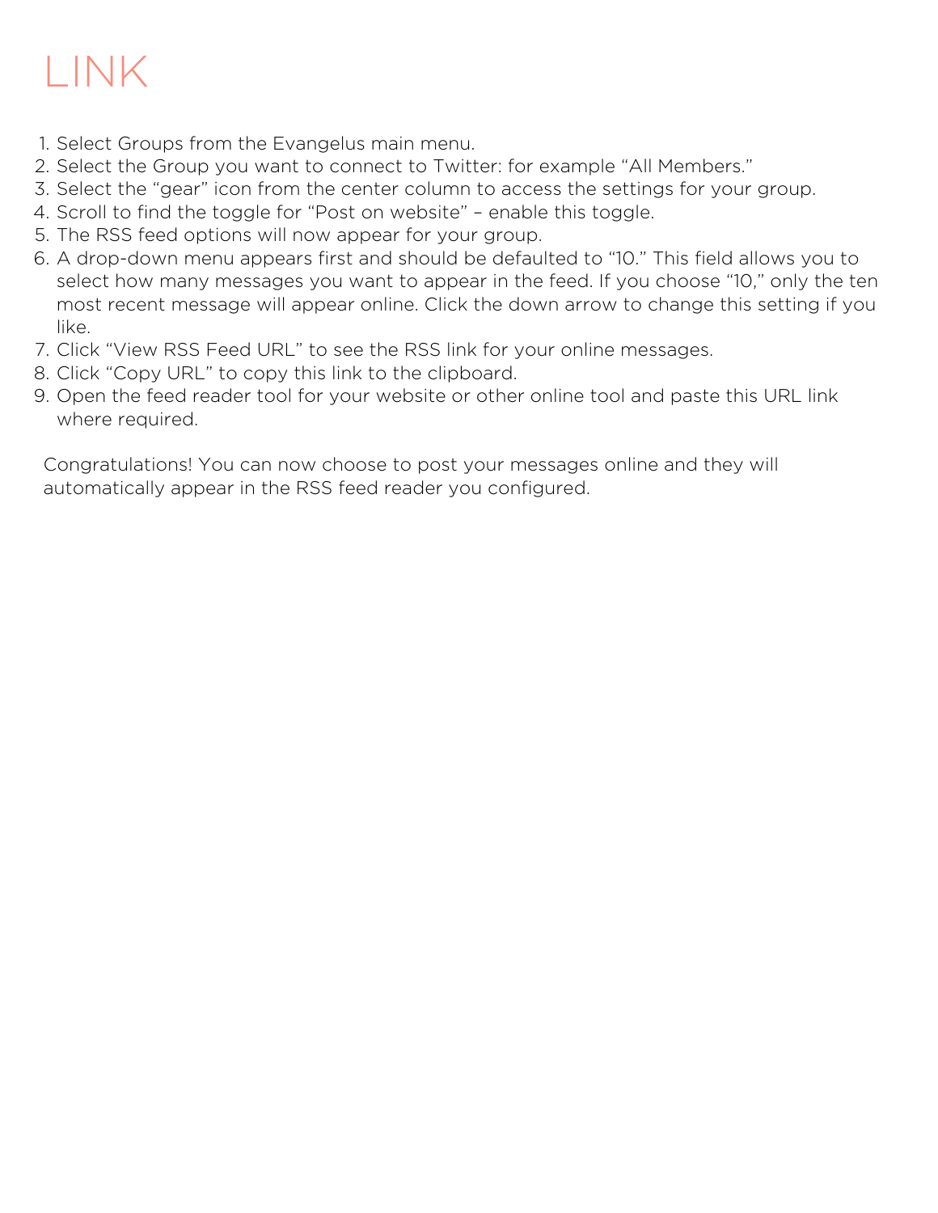# LINK

1. Select Groups from the Evangelus main menu.
2. Select the Group you want to connect to Twitter: for example "All Members."
3. Select the "gear" icon from the center column to access the settings for your group.
4. Scroll to find the toggle for "Post on website" – enable this toggle.
5. The RSS feed options will now appear for your group.
6. A drop-down menu appears first and should be defaulted to "10." This field allows you to select how many messages you want to appear in the feed. If you choose "10," only the ten most recent message will appear online. Click the down arrow to change this setting if you like.
7. Click "View RSS Feed URL" to see the RSS link for your online messages.
8. Click "Copy URL" to copy this link to the clipboard.
9. Open the feed reader tool for your website or other online tool and paste this URL link where required.

Congratulations! You can now choose to post your messages online and they will automatically appear in the RSS feed reader you configured.